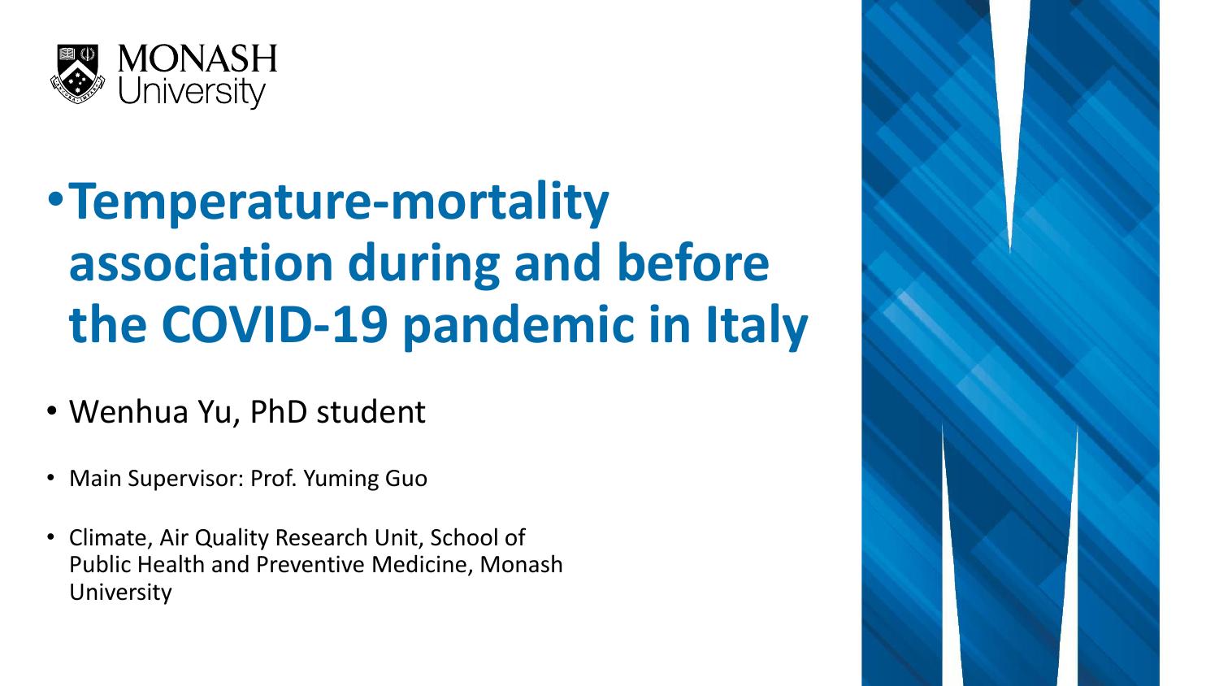MONASH University

# Temperature-mortality association during and before the COVID-19 pandemic in Italy

- Wenhua Yu, PhD student
- Main Supervisor: Prof. Yuming Guo
- Climate, Air Quality Research Unit, School of Public Health and Preventive Medicine, Monash University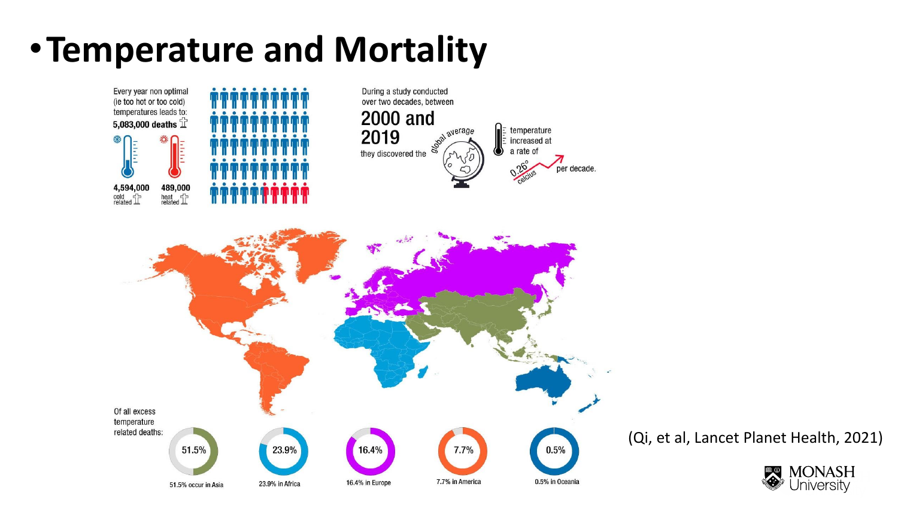# Temperature and Mortality

Every year non optimal (ie too hot or too cold) temperatures leads to:
5,083,000 deaths

4,594,000 cold related

489,000 heat related

During a study conducted over two decades, between
2000 and 2019
they discovered the global average temperature increased at a rate of 0.26° celcius per decade.

Of all excess temperature related deaths:

51.5%
51.5% occur in Asia

23.9%
23.9% in Africa

16.4%
16.4% in Europe

7.7%
7.7% in America

0.5%
0.5% in Oceania

(Qi, et al, Lancet Planet Health, 2021)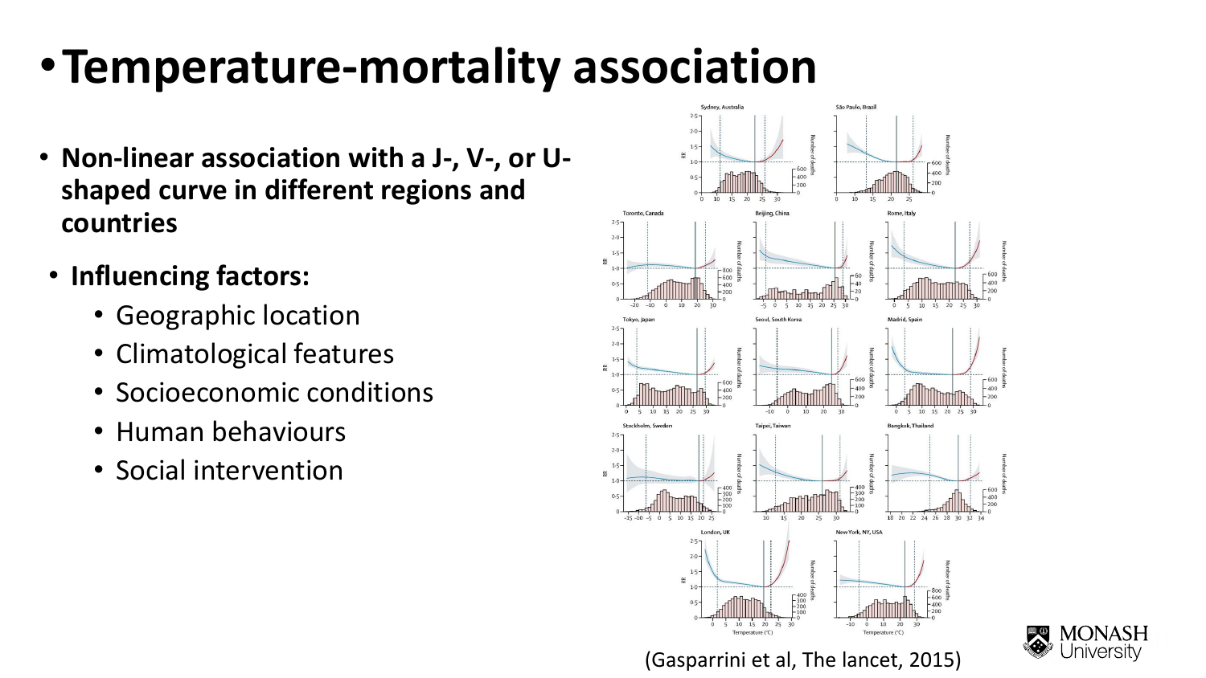# Temperature-mortality association

- **Non-linear association with a J-, V-, or U-shaped curve in different regions and countries**
- **Influencing factors:**
  - Geographic location
  - Climatological features
  - Socioeconomic conditions
  - Human behaviours
  - Social intervention

Sydney, Australia

São Paulo, Brazil

Toronto, Canada

Beijing, China

Rome, Italy

Tokyo, Japan

Seoul, South Korea

Madrid, Spain

Stockholm, Sweden

Taipei, Taiwan

Bangkok, Thailand

London, UK

New York, NY, USA

RR

Number of deaths

Temperature (°C)

(Gasparrini et al, The lancet, 2015)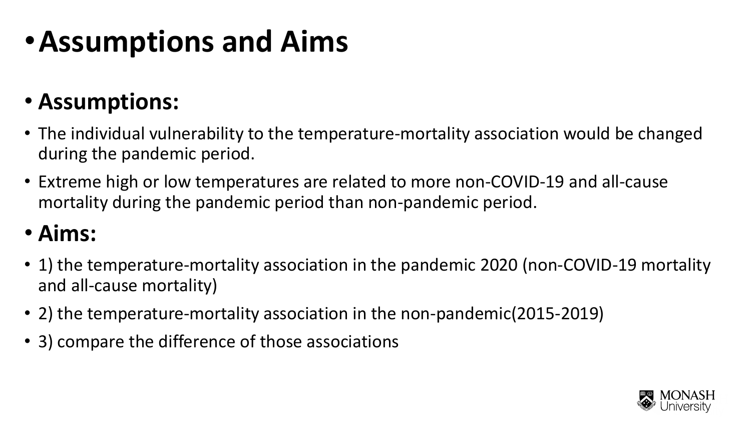# Assumptions and Aims

## Assumptions:

- The individual vulnerability to the temperature-mortality association would be changed during the pandemic period.
- Extreme high or low temperatures are related to more non-COVID-19 and all-cause mortality during the pandemic period than non-pandemic period.

## Aims:

- 1) the temperature-mortality association in the pandemic 2020 (non-COVID-19 mortality and all-cause mortality)
- 2) the temperature-mortality association in the non-pandemic(2015-2019)
- 3) compare the difference of those associations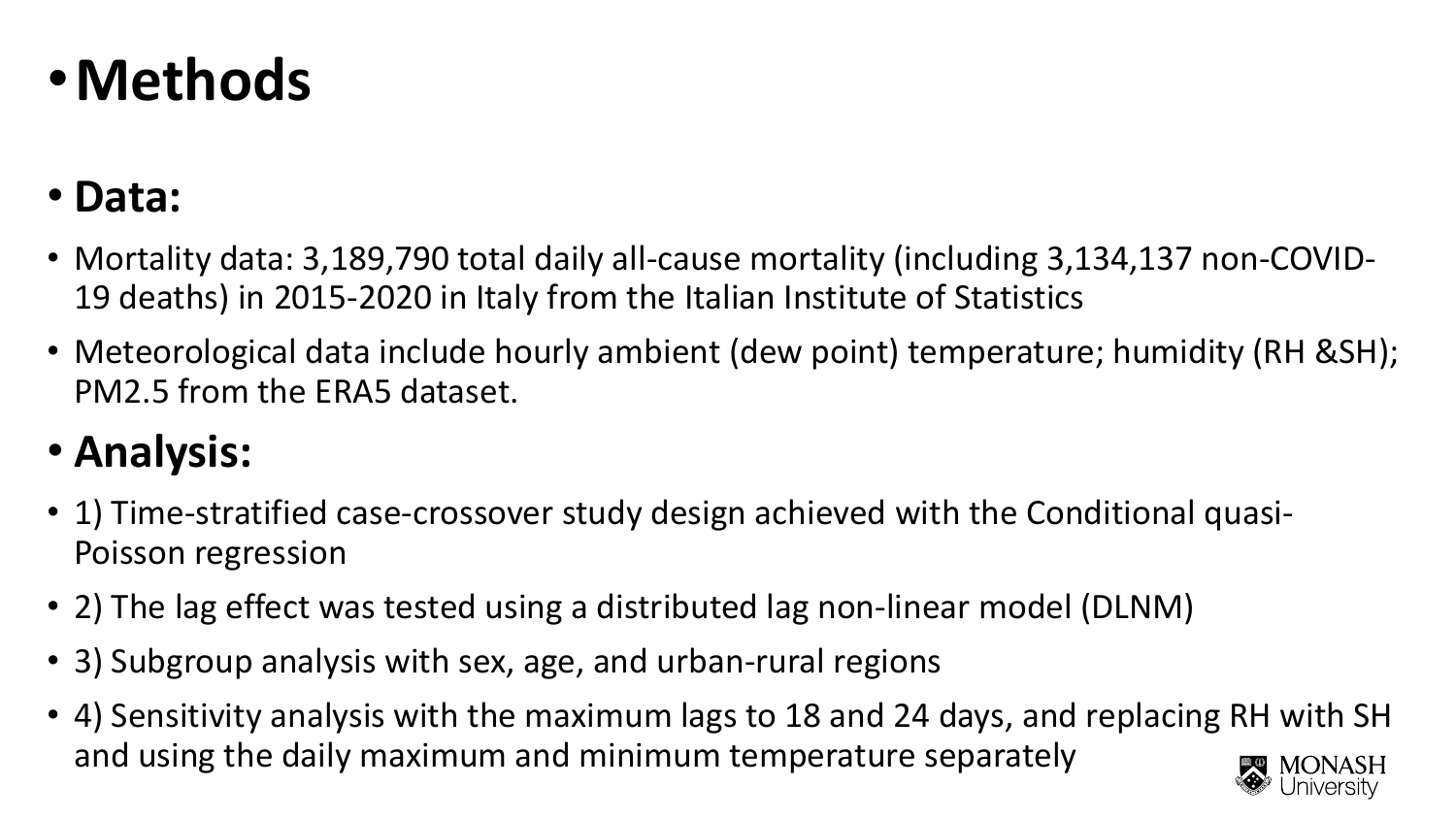# Methods

## Data:

- Mortality data: 3,189,790 total daily all-cause mortality (including 3,134,137 non-COVID-19 deaths) in 2015-2020 in Italy from the Italian Institute of Statistics
- Meteorological data include hourly ambient (dew point) temperature; humidity (RH &SH); PM2.5 from the ERA5 dataset.

## Analysis:

- 1) Time-stratified case-crossover study design achieved with the Conditional quasi-Poisson regression
- 2) The lag effect was tested using a distributed lag non-linear model (DLNM)
- 3) Subgroup analysis with sex, age, and urban-rural regions
- 4) Sensitivity analysis with the maximum lags to 18 and 24 days, and replacing RH with SH and using the daily maximum and minimum temperature separately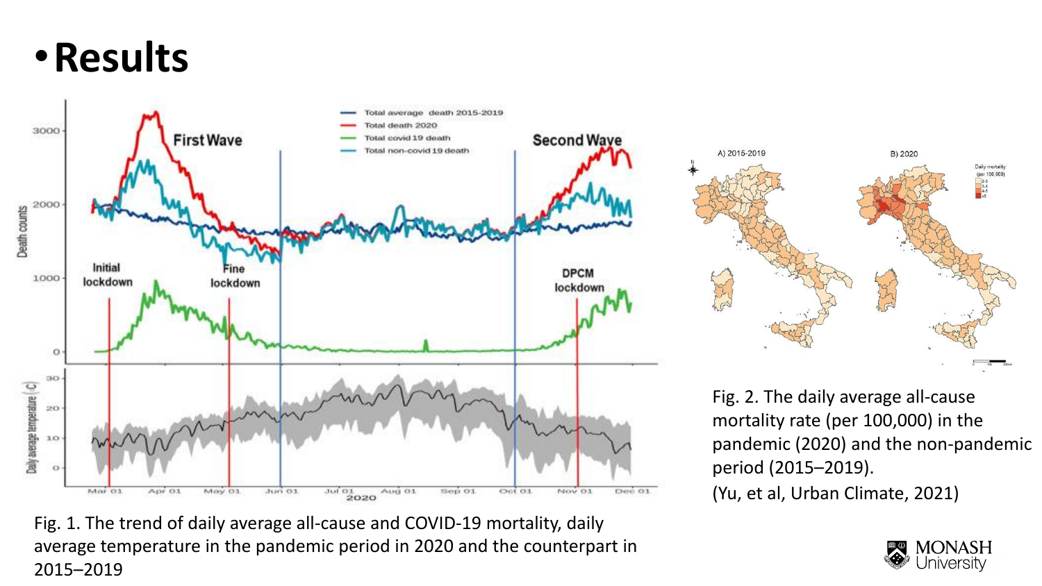# • Results

Total average death 2015-2019
Total death 2020
Total covid19 death
Total non-covid19 death

First Wave
Second Wave
Initial lockdown
Fine lockdown
DPCM lockdown

Death counts
3000
2000
1000
0

Daily average temperature (°C)
30
20
10
0

Mar 01 Apr 01 May 01 Jun 01 Jul 01 Aug 01 Sep 01 Oct 01 Nov 01 Dec 01
2020

Fig. 1. The trend of daily average all-cause and COVID-19 mortality, daily average temperature in the pandemic period in 2020 and the counterpart in 2015–2019

A) 2015-2019
B) 2020
Daily mortality (per 100,000)
2-3
3-4
4-5
>5

Fig. 2. The daily average all-cause mortality rate (per 100,000) in the pandemic (2020) and the non-pandemic period (2015–2019).

(Yu, et al, Urban Climate, 2021)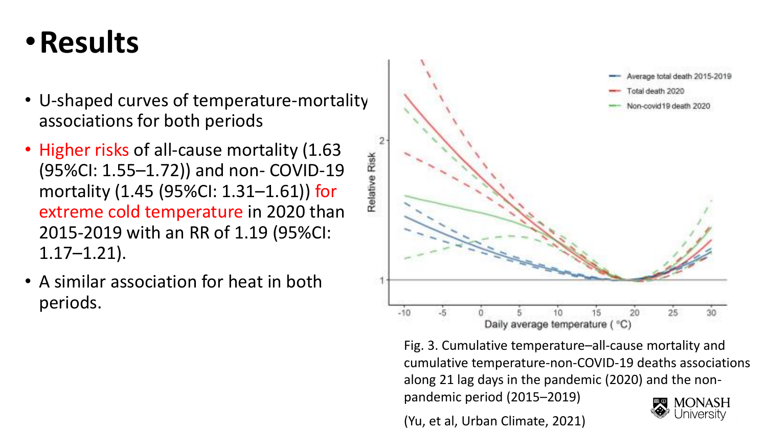# Results

- U-shaped curves of temperature-mortality associations for both periods
- Higher risks of all-cause mortality (1.63 (95%CI: 1.55–1.72)) and non- COVID-19 mortality (1.45 (95%CI: 1.31–1.61)) for extreme cold temperature in 2020 than 2015-2019 with an RR of 1.19 (95%CI: 1.17–1.21).
- A similar association for heat in both periods.

Average total death 2015-2019
Total death 2020
Non-covid19 death 2020

Relative Risk

2

1

-10 -5 0 5 10 15 20 25 30

Daily average temperature ( °C)

Fig. 3. Cumulative temperature–all-cause mortality and cumulative temperature-non-COVID-19 deaths associations along 21 lag days in the pandemic (2020) and the non-pandemic period (2015–2019)

(Yu, et al, Urban Climate, 2021)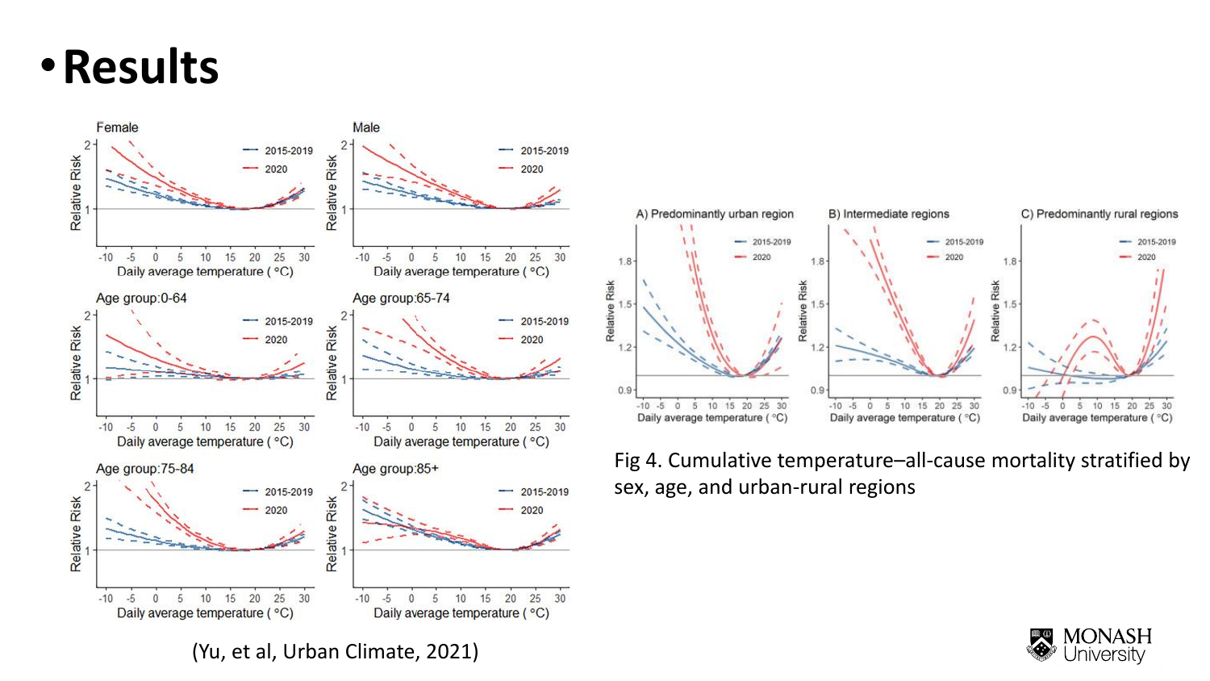# • Results

Female

Relative Risk

2

1

-10 -5 0 5 10 15 20 25 30

Daily average temperature ( °C)

2015-2019

2020

Male

Relative Risk

2

1

-10 -5 0 5 10 15 20 25 30

Daily average temperature ( °C)

2015-2019

2020

Age group:0-64

Relative Risk

2

1

-10 -5 0 5 10 15 20 25 30

Daily average temperature ( °C)

2015-2019

2020

Age group:65-74

Relative Risk

2

1

-10 -5 0 5 10 15 20 25 30

Daily average temperature ( °C)

2015-2019

2020

Age group:75-84

Relative Risk

2

1

-10 -5 0 5 10 15 20 25 30

Daily average temperature ( °C)

2015-2019

2020

Age group:85+

Relative Risk

2

1

-10 -5 0 5 10 15 20 25 30

Daily average temperature ( °C)

2015-2019

2020

A) Predominantly urban region

B) Intermediate regions

C) Predominantly rural regions

Relative Risk

1.8

1.5

1.2

0.9

-10 -5 0 5 10 15 20 25 30

Daily average temperature ( °C)

2015-2019

2020

Fig 4. Cumulative temperature–all-cause mortality stratified by sex, age, and urban-rural regions

(Yu, et al, Urban Climate, 2021)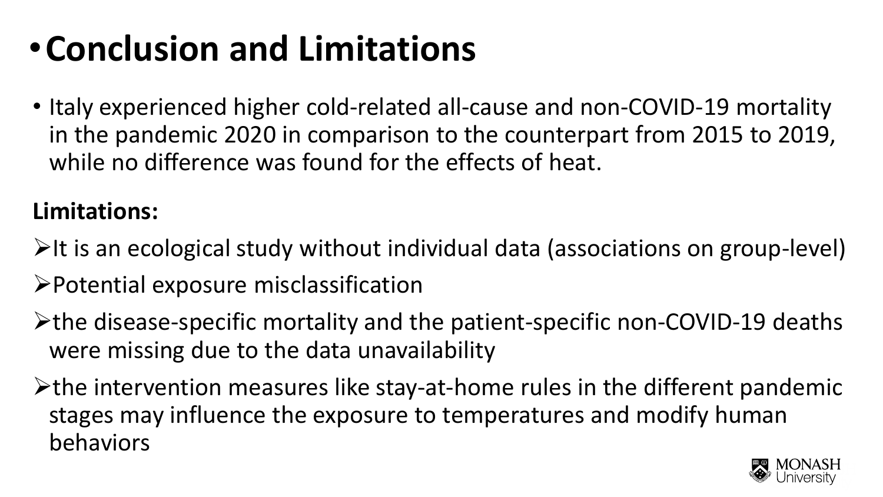# Conclusion and Limitations

- Italy experienced higher cold-related all-cause and non-COVID-19 mortality in the pandemic 2020 in comparison to the counterpart from 2015 to 2019, while no difference was found for the effects of heat.

**Limitations:**

- It is an ecological study without individual data (associations on group-level)
- Potential exposure misclassification
- the disease-specific mortality and the patient-specific non-COVID-19 deaths were missing due to the data unavailability
- the intervention measures like stay-at-home rules in the different pandemic stages may influence the exposure to temperatures and modify human behaviors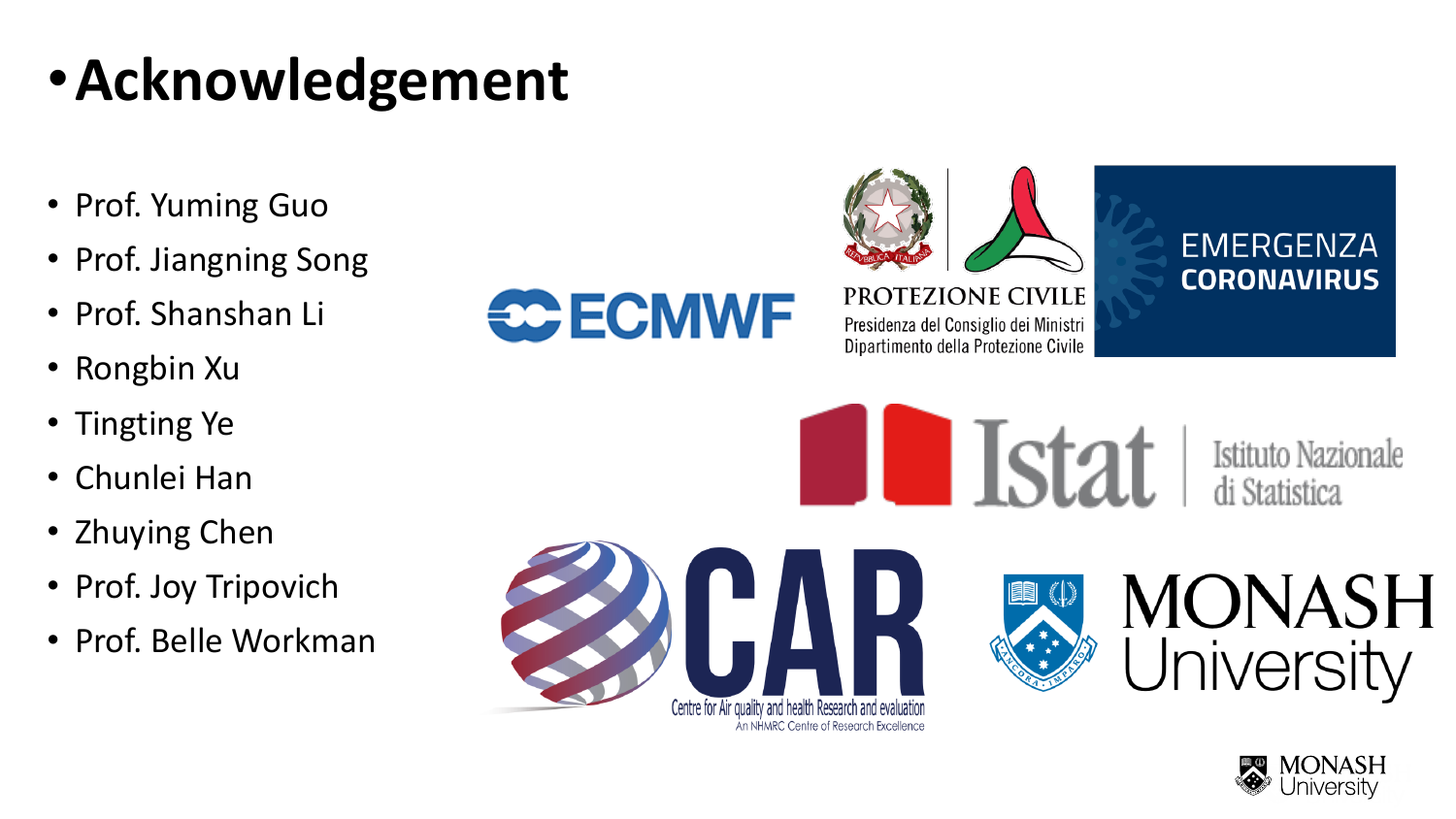# Acknowledgement

- Prof. Yuming Guo
- Prof. Jiangning Song
- Prof. Shanshan Li
- Rongbin Xu
- Tingting Ye
- Chunlei Han
- Zhuying Chen
- Prof. Joy Tripovich
- Prof. Belle Workman

ECMWF

PROTEZIONE CIVILE
Presidenza del Consiglio dei Ministri
Dipartimento della Protezione Civile

EMERGENZA CORONAVIRUS

Istat
Istituto Nazionale di Statistica

CAR
Centre for Air quality and health Research and evaluation
An NHMRC Centre of Research Excellence

MONASH University